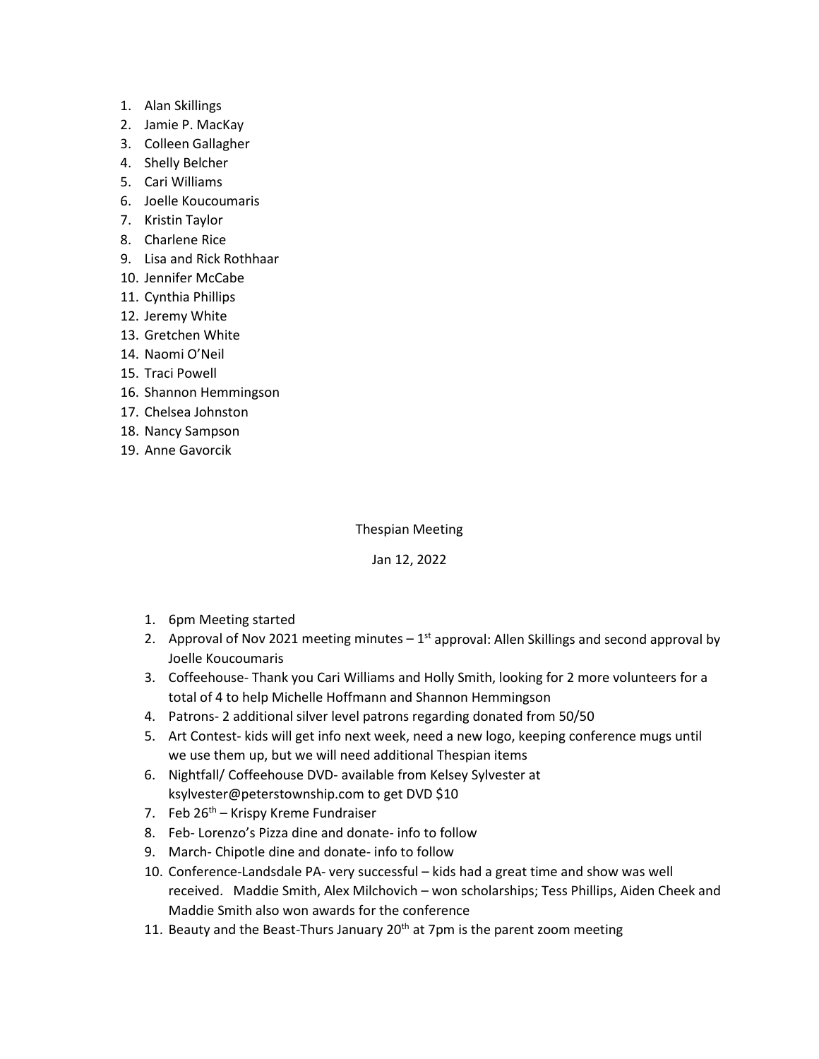1. Alan Skillings
2. Jamie P. MacKay
3. Colleen Gallagher
4. Shelly Belcher
5. Cari Williams
6. Joelle Koucoumaris
7. Kristin Taylor
8. Charlene Rice
9. Lisa and Rick Rothhaar
10. Jennifer McCabe
11. Cynthia Phillips
12. Jeremy White
13. Gretchen White
14. Naomi O'Neil
15. Traci Powell
16. Shannon Hemmingson
17. Chelsea Johnston
18. Nancy Sampson
19. Anne Gavorcik

Thespian Meeting

Jan 12, 2022

1. 6pm Meeting started
2. Approval of Nov 2021 meeting minutes – 1st approval: Allen Skillings and second approval by Joelle Koucoumaris
3. Coffeehouse- Thank you Cari Williams and Holly Smith, looking for 2 more volunteers for a total of 4 to help Michelle Hoffmann and Shannon Hemmingson
4. Patrons- 2 additional silver level patrons regarding donated from 50/50
5. Art Contest- kids will get info next week, need a new logo, keeping conference mugs until we use them up, but we will need additional Thespian items
6. Nightfall/ Coffeehouse DVD- available from Kelsey Sylvester at ksylvester@peterstownship.com to get DVD $10
7. Feb 26th – Krispy Kreme Fundraiser
8. Feb- Lorenzo's Pizza dine and donate- info to follow
9. March- Chipotle dine and donate- info to follow
10. Conference-Landsdale PA- very successful – kids had a great time and show was well received. Maddie Smith, Alex Milchovich – won scholarships; Tess Phillips, Aiden Cheek and Maddie Smith also won awards for the conference
11. Beauty and the Beast-Thurs January 20th at 7pm is the parent zoom meeting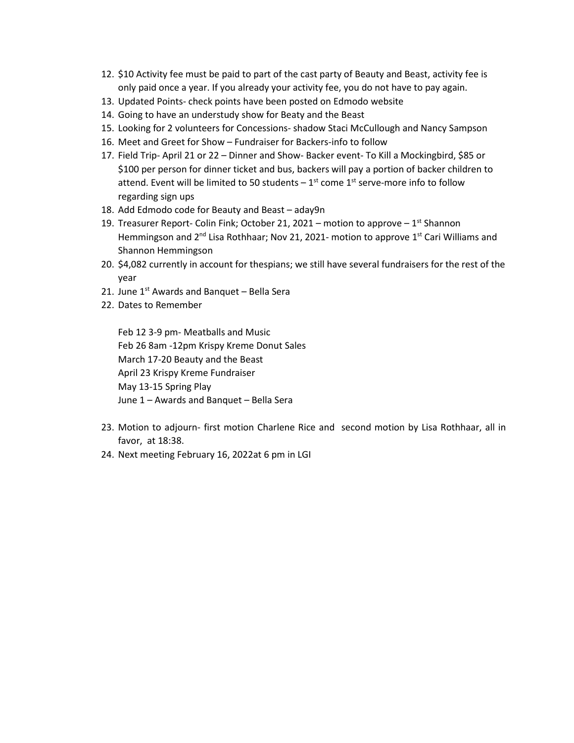12. $10 Activity fee must be paid to part of the cast party of Beauty and Beast, activity fee is only paid once a year. If you already your activity fee, you do not have to pay again.
13. Updated Points- check points have been posted on Edmodo website
14. Going to have an understudy show for Beaty and the Beast
15. Looking for 2 volunteers for Concessions- shadow Staci McCullough and Nancy Sampson
16. Meet and Greet for Show – Fundraiser for Backers-info to follow
17. Field Trip- April 21 or 22 – Dinner and Show- Backer event- To Kill a Mockingbird, $85 or $100 per person for dinner ticket and bus, backers will pay a portion of backer children to attend. Event will be limited to 50 students – 1st come 1st serve-more info to follow regarding sign ups
18. Add Edmodo code for Beauty and Beast – aday9n
19. Treasurer Report- Colin Fink; October 21, 2021 – motion to approve – 1st Shannon Hemmingson and 2nd Lisa Rothhaar; Nov 21, 2021- motion to approve 1st Cari Williams and Shannon Hemmingson
20. $4,082 currently in account for thespians; we still have several fundraisers for the rest of the year
21. June 1st Awards and Banquet – Bella Sera
22. Dates to Remember

    Feb 12 3-9 pm- Meatballs and Music
    Feb 26 8am -12pm Krispy Kreme Donut Sales
    March 17-20 Beauty and the Beast
    April 23 Krispy Kreme Fundraiser
    May 13-15 Spring Play
    June 1 – Awards and Banquet – Bella Sera

23. Motion to adjourn- first motion Charlene Rice and second motion by Lisa Rothhaar, all in favor, at 18:38.
24. Next meeting February 16, 2022at 6 pm in LGI